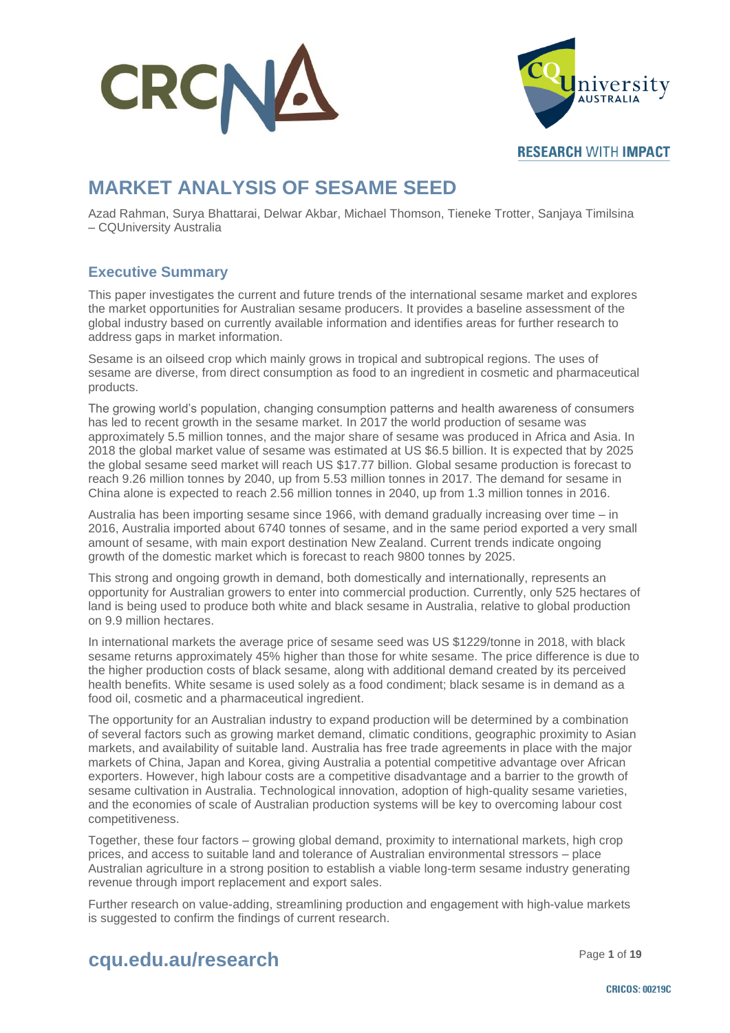# MARKET ANALYSIS OF SESAME SEED

Azad Rahman, Surya Bhattarai, Delwar Akbar, Michael Thomson, Tieneke Trotter, Sanjaya Timilsina – CQUniversity Australia

## Executive Summary

This paper investigates the current and future trends of the international sesame market and explores the market opportunities for Australian sesame producers. It provides a baseline assessment of the global industry based on currently available information and identifies areas for further research to address gaps in market information.

Sesame is an oilseed crop which mainly grows in tropical and subtropical regions. The uses of sesame are diverse, from direct consumption as food to an ingredient in cosmetic and pharmaceutical products.

The growing world's population, changing consumption patterns and health awareness of consumers has led to recent growth in the sesame market. In 2017 the world production of sesame was approximately 5.5 million tonnes, and the major share of sesame was produced in Africa and Asia. In 2018 the global market value of sesame was estimated at US $6.5 billion. It is expected that by 2025 the global sesame seed market will reach US $17.77 billion. Global sesame production is forecast to reach 9.26 million tonnes by 2040, up from 5.53 million tonnes in 2017. The demand for sesame in China alone is expected to reach 2.56 million tonnes in 2040, up from 1.3 million tonnes in 2016.

Australia has been importing sesame since 1966, with demand gradually increasing over time – in 2016, Australia imported about 6740 tonnes of sesame, and in the same period exported a very small amount of sesame, with main export destination New Zealand. Current trends indicate ongoing growth of the domestic market which is forecast to reach 9800 tonnes by 2025.

This strong and ongoing growth in demand, both domestically and internationally, represents an opportunity for Australian growers to enter into commercial production. Currently, only 525 hectares of land is being used to produce both white and black sesame in Australia, relative to global production on 9.9 million hectares.

In international markets the average price of sesame seed was US $1229/tonne in 2018, with black sesame returns approximately 45% higher than those for white sesame. The price difference is due to the higher production costs of black sesame, along with additional demand created by its perceived health benefits. White sesame is used solely as a food condiment; black sesame is in demand as a food oil, cosmetic and a pharmaceutical ingredient.

The opportunity for an Australian industry to expand production will be determined by a combination of several factors such as growing market demand, climatic conditions, geographic proximity to Asian markets, and availability of suitable land. Australia has free trade agreements in place with the major markets of China, Japan and Korea, giving Australia a potential competitive advantage over African exporters. However, high labour costs are a competitive disadvantage and a barrier to the growth of sesame cultivation in Australia. Technological innovation, adoption of high-quality sesame varieties, and the economies of scale of Australian production systems will be key to overcoming labour cost competitiveness.

Together, these four factors – growing global demand, proximity to international markets, high crop prices, and access to suitable land and tolerance of Australian environmental stressors – place Australian agriculture in a strong position to establish a viable long-term sesame industry generating revenue through import replacement and export sales.

Further research on value-adding, streamlining production and engagement with high-value markets is suggested to confirm the findings of current research.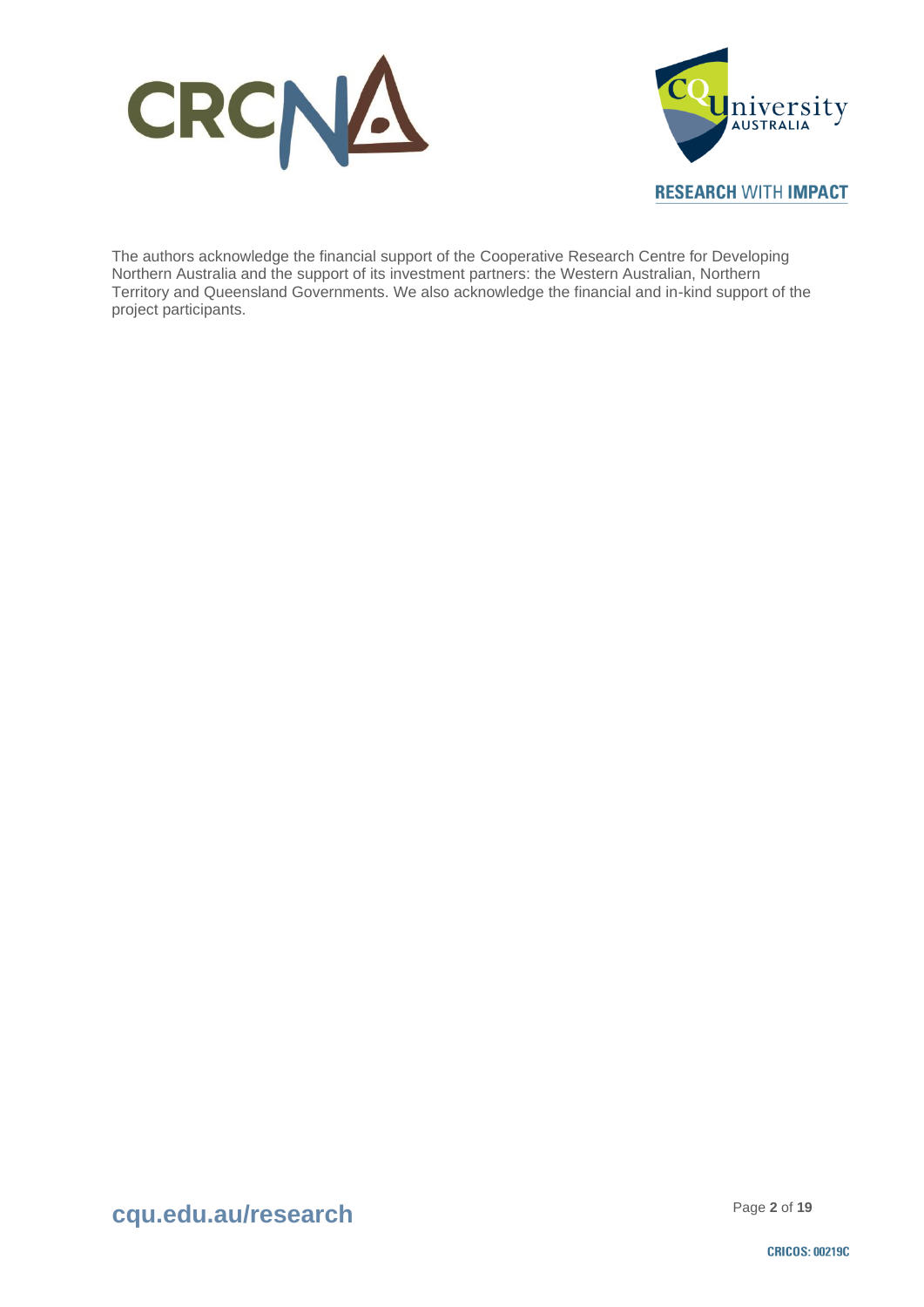The authors acknowledge the financial support of the Cooperative Research Centre for Developing Northern Australia and the support of its investment partners: the Western Australian, Northern Territory and Queensland Governments. We also acknowledge the financial and in-kind support of the project participants.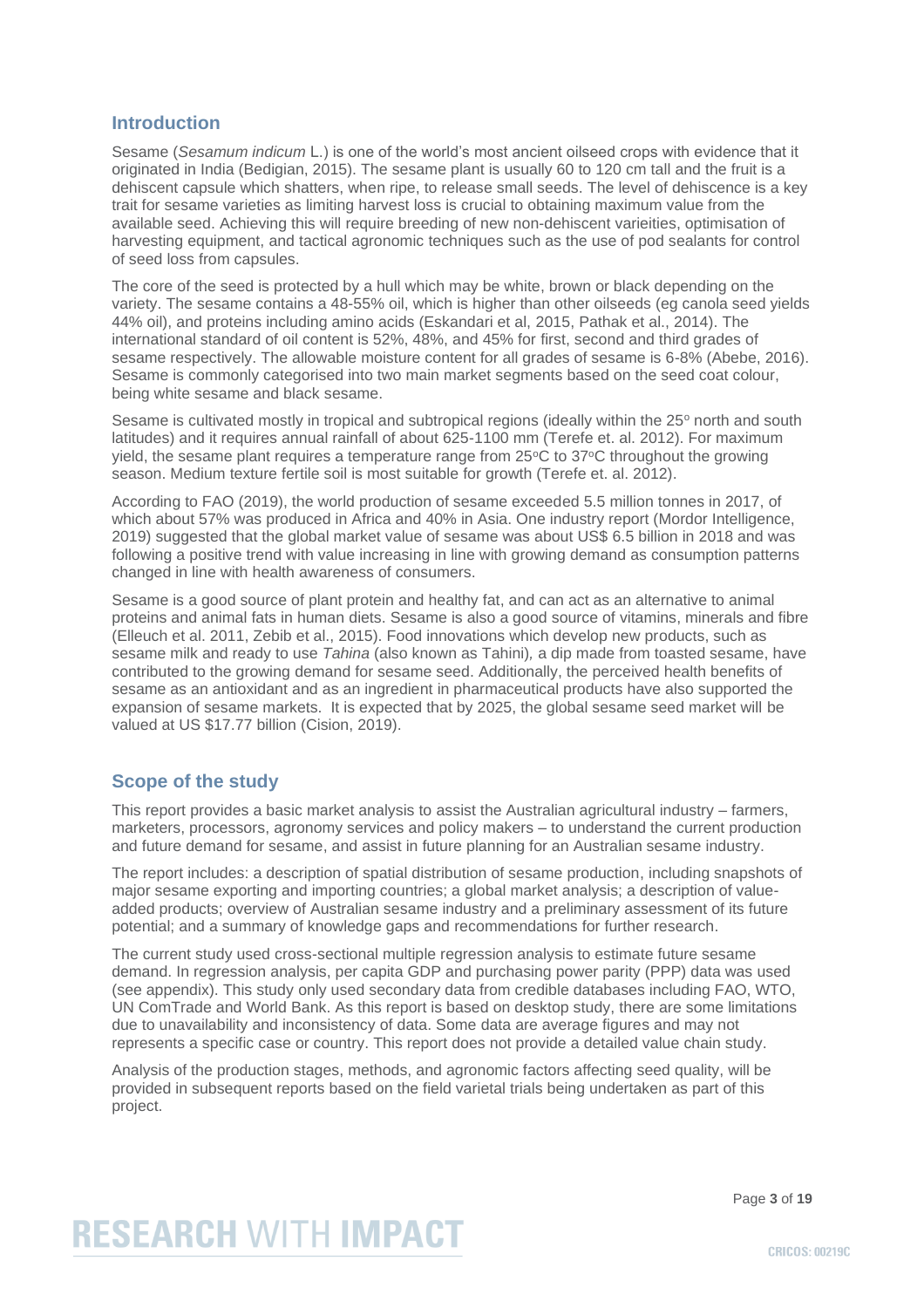## Introduction

Sesame (*Sesamum indicum* L.) is one of the world's most ancient oilseed crops with evidence that it originated in India (Bedigian, 2015). The sesame plant is usually 60 to 120 cm tall and the fruit is a dehiscent capsule which shatters, when ripe, to release small seeds. The level of dehiscence is a key trait for sesame varieties as limiting harvest loss is crucial to obtaining maximum value from the available seed. Achieving this will require breeding of new non-dehiscent varieities, optimisation of harvesting equipment, and tactical agronomic techniques such as the use of pod sealants for control of seed loss from capsules.

The core of the seed is protected by a hull which may be white, brown or black depending on the variety. The sesame contains a 48-55% oil, which is higher than other oilseeds (eg canola seed yields 44% oil), and proteins including amino acids (Eskandari et al, 2015, Pathak et al., 2014). The international standard of oil content is 52%, 48%, and 45% for first, second and third grades of sesame respectively. The allowable moisture content for all grades of sesame is 6-8% (Abebe, 2016). Sesame is commonly categorised into two main market segments based on the seed coat colour, being white sesame and black sesame.

Sesame is cultivated mostly in tropical and subtropical regions (ideally within the 25° north and south latitudes) and it requires annual rainfall of about 625-1100 mm (Terefe et. al. 2012). For maximum yield, the sesame plant requires a temperature range from 25°C to 37°C throughout the growing season. Medium texture fertile soil is most suitable for growth (Terefe et. al. 2012).

According to FAO (2019), the world production of sesame exceeded 5.5 million tonnes in 2017, of which about 57% was produced in Africa and 40% in Asia. One industry report (Mordor Intelligence, 2019) suggested that the global market value of sesame was about US$ 6.5 billion in 2018 and was following a positive trend with value increasing in line with growing demand as consumption patterns changed in line with health awareness of consumers.

Sesame is a good source of plant protein and healthy fat, and can act as an alternative to animal proteins and animal fats in human diets. Sesame is also a good source of vitamins, minerals and fibre (Elleuch et al. 2011, Zebib et al., 2015). Food innovations which develop new products, such as sesame milk and ready to use *Tahina* (also known as Tahini), a dip made from toasted sesame, have contributed to the growing demand for sesame seed. Additionally, the perceived health benefits of sesame as an antioxidant and as an ingredient in pharmaceutical products have also supported the expansion of sesame markets. It is expected that by 2025, the global sesame seed market will be valued at US $17.77 billion (Cision, 2019).

## Scope of the study

This report provides a basic market analysis to assist the Australian agricultural industry – farmers, marketers, processors, agronomy services and policy makers – to understand the current production and future demand for sesame, and assist in future planning for an Australian sesame industry.

The report includes: a description of spatial distribution of sesame production, including snapshots of major sesame exporting and importing countries; a global market analysis; a description of value-added products; overview of Australian sesame industry and a preliminary assessment of its future potential; and a summary of knowledge gaps and recommendations for further research.

The current study used cross-sectional multiple regression analysis to estimate future sesame demand. In regression analysis, per capita GDP and purchasing power parity (PPP) data was used (see appendix). This study only used secondary data from credible databases including FAO, WTO, UN ComTrade and World Bank. As this report is based on desktop study, there are some limitations due to unavailability and inconsistency of data. Some data are average figures and may not represents a specific case or country. This report does not provide a detailed value chain study.

Analysis of the production stages, methods, and agronomic factors affecting seed quality, will be provided in subsequent reports based on the field varietal trials being undertaken as part of this project.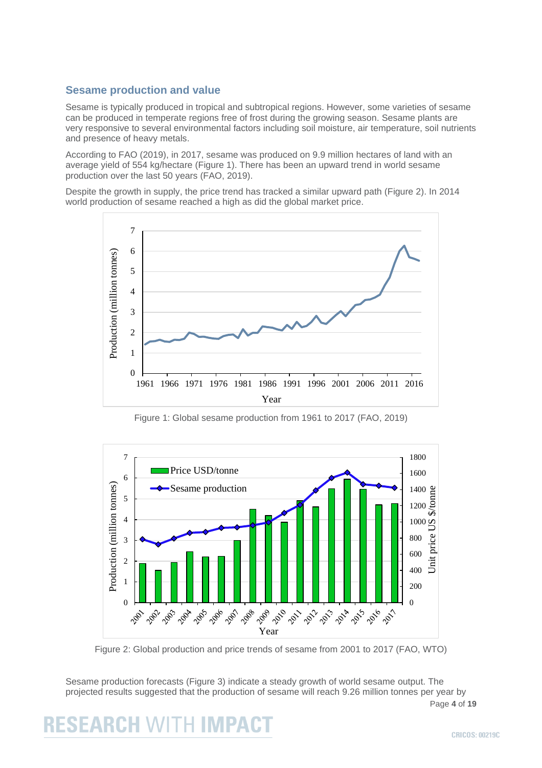## Sesame production and value

Sesame is typically produced in tropical and subtropical regions. However, some varieties of sesame can be produced in temperate regions free of frost during the growing season. Sesame plants are very responsive to several environmental factors including soil moisture, air temperature, soil nutrients and presence of heavy metals.

According to FAO (2019), in 2017, sesame was produced on 9.9 million hectares of land with an average yield of 554 kg/hectare (Figure 1). There has been an upward trend in world sesame production over the last 50 years (FAO, 2019).

Despite the growth in supply, the price trend has tracked a similar upward path (Figure 2). In 2014 world production of sesame reached a high as did the global market price.

Figure 1: Global sesame production from 1961 to 2017 (FAO, 2019)

Figure 2: Global production and price trends of sesame from 2001 to 2017 (FAO, WTO)

Sesame production forecasts (Figure 3) indicate a steady growth of world sesame output. The projected results suggested that the production of sesame will reach 9.26 million tonnes per year by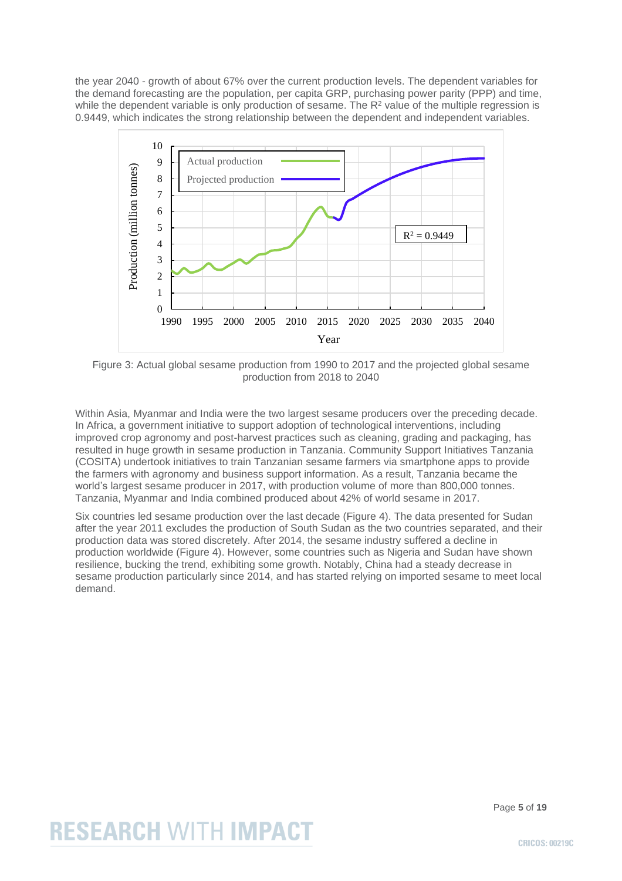the year 2040 - growth of about 67% over the current production levels. The dependent variables for the demand forecasting are the population, per capita GRP, purchasing power parity (PPP) and time, while the dependent variable is only production of sesame. The $R^2$ value of the multiple regression is 0.9449, which indicates the strong relationship between the dependent and independent variables.

Figure 3: Actual global sesame production from 1990 to 2017 and the projected global sesame production from 2018 to 2040

Within Asia, Myanmar and India were the two largest sesame producers over the preceding decade. In Africa, a government initiative to support adoption of technological interventions, including improved crop agronomy and post-harvest practices such as cleaning, grading and packaging, has resulted in huge growth in sesame production in Tanzania. Community Support Initiatives Tanzania (COSITA) undertook initiatives to train Tanzanian sesame farmers via smartphone apps to provide the farmers with agronomy and business support information. As a result, Tanzania became the world's largest sesame producer in 2017, with production volume of more than 800,000 tonnes. Tanzania, Myanmar and India combined produced about 42% of world sesame in 2017.

Six countries led sesame production over the last decade (Figure 4). The data presented for Sudan after the year 2011 excludes the production of South Sudan as the two countries separated, and their production data was stored discretely. After 2014, the sesame industry suffered a decline in production worldwide (Figure 4). However, some countries such as Nigeria and Sudan have shown resilience, bucking the trend, exhibiting some growth. Notably, China had a steady decrease in sesame production particularly since 2014, and has started relying on imported sesame to meet local demand.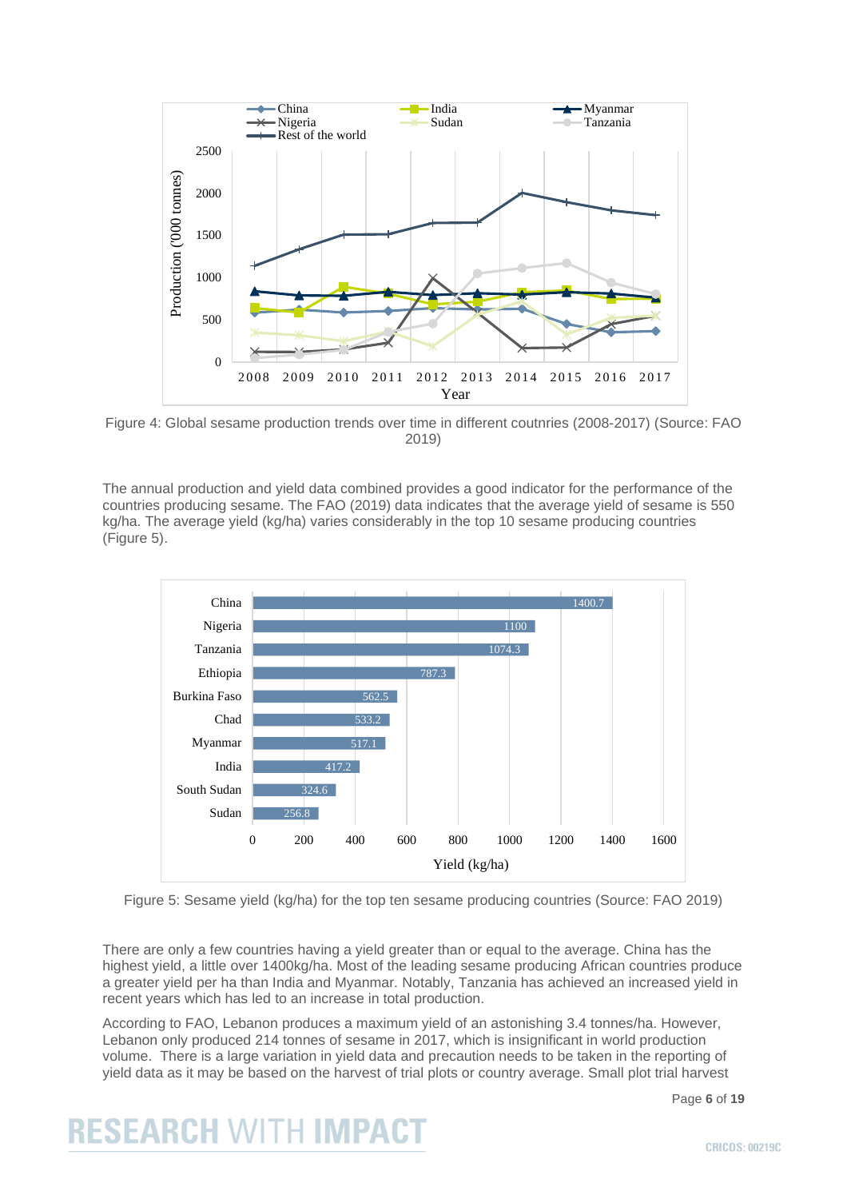Figure 4: Global sesame production trends over time in different coutnries (2008-2017) (Source: FAO 2019)

The annual production and yield data combined provides a good indicator for the performance of the countries producing sesame. The FAO (2019) data indicates that the average yield of sesame is 550 kg/ha. The average yield (kg/ha) varies considerably in the top 10 sesame producing countries (Figure 5).

Figure 5: Sesame yield (kg/ha) for the top ten sesame producing countries (Source: FAO 2019)

There are only a few countries having a yield greater than or equal to the average. China has the highest yield, a little over 1400kg/ha. Most of the leading sesame producing African countries produce a greater yield per ha than India and Myanmar. Notably, Tanzania has achieved an increased yield in recent years which has led to an increase in total production.

According to FAO, Lebanon produces a maximum yield of an astonishing 3.4 tonnes/ha. However, Lebanon only produced 214 tonnes of sesame in 2017, which is insignificant in world production volume. There is a large variation in yield data and precaution needs to be taken in the reporting of yield data as it may be based on the harvest of trial plots or country average. Small plot trial harvest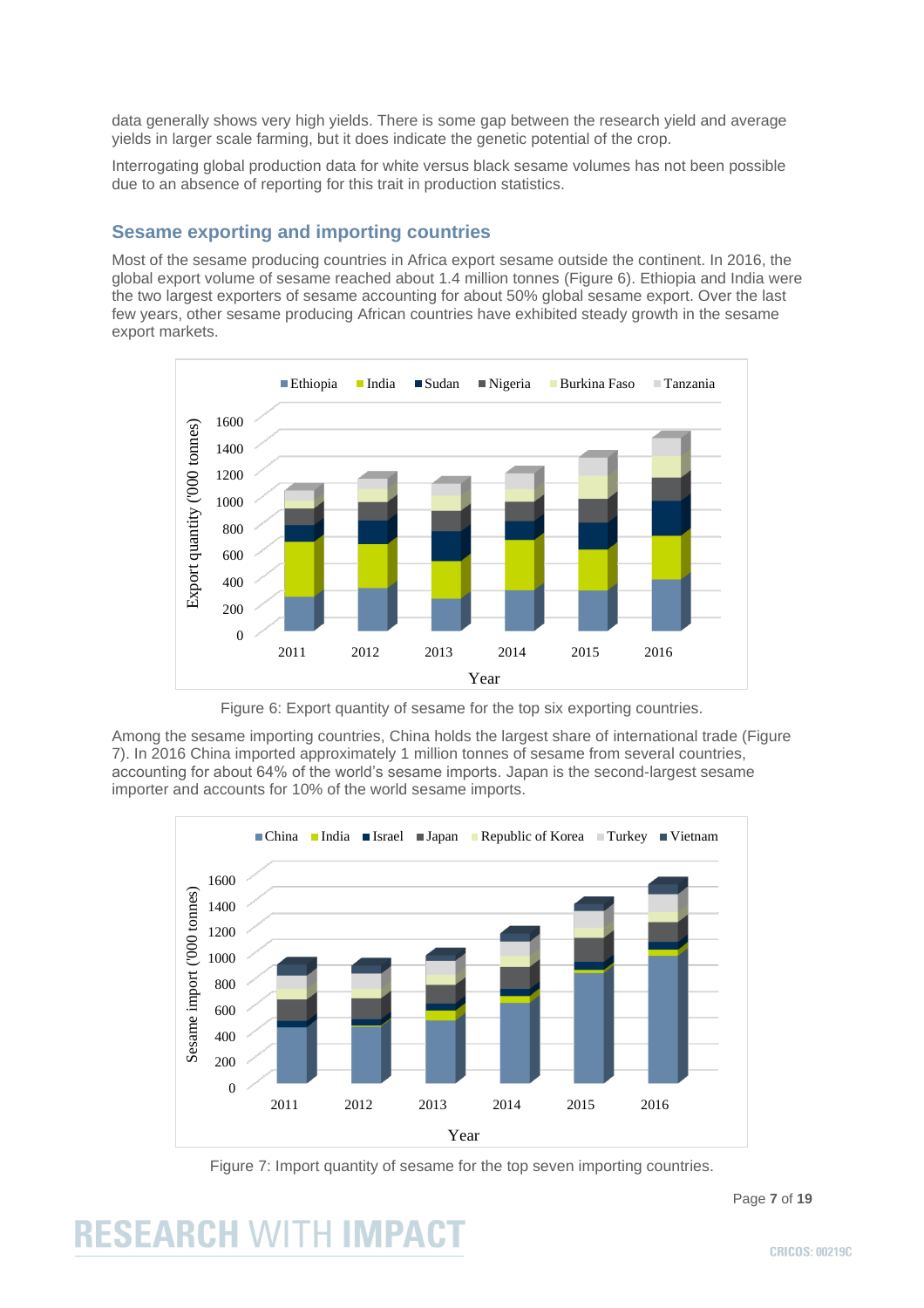data generally shows very high yields. There is some gap between the research yield and average yields in larger scale farming, but it does indicate the genetic potential of the crop.

Interrogating global production data for white versus black sesame volumes has not been possible due to an absence of reporting for this trait in production statistics.

## Sesame exporting and importing countries

Most of the sesame producing countries in Africa export sesame outside the continent. In 2016, the global export volume of sesame reached about 1.4 million tonnes (Figure 6). Ethiopia and India were the two largest exporters of sesame accounting for about 50% global sesame export. Over the last few years, other sesame producing African countries have exhibited steady growth in the sesame export markets.

Figure 6: Export quantity of sesame for the top six exporting countries.

Among the sesame importing countries, China holds the largest share of international trade (Figure 7). In 2016 China imported approximately 1 million tonnes of sesame from several countries, accounting for about 64% of the world's sesame imports. Japan is the second-largest sesame importer and accounts for 10% of the world sesame imports.

Figure 7: Import quantity of sesame for the top seven importing countries.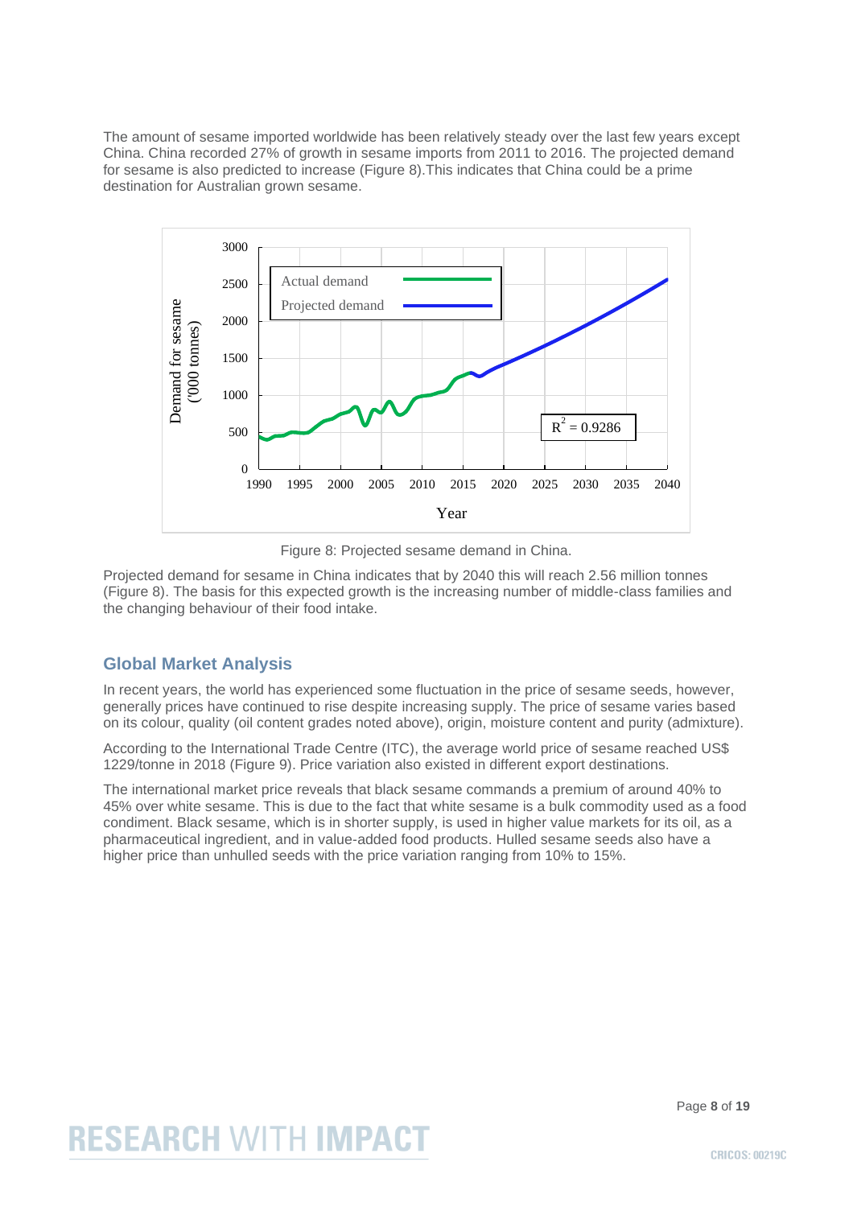The amount of sesame imported worldwide has been relatively steady over the last few years except China. China recorded 27% of growth in sesame imports from 2011 to 2016. The projected demand for sesame is also predicted to increase (Figure 8).This indicates that China could be a prime destination for Australian grown sesame.

Figure 8: Projected sesame demand in China.

Projected demand for sesame in China indicates that by 2040 this will reach 2.56 million tonnes (Figure 8). The basis for this expected growth is the increasing number of middle-class families and the changing behaviour of their food intake.

## Global Market Analysis

In recent years, the world has experienced some fluctuation in the price of sesame seeds, however, generally prices have continued to rise despite increasing supply. The price of sesame varies based on its colour, quality (oil content grades noted above), origin, moisture content and purity (admixture).

According to the International Trade Centre (ITC), the average world price of sesame reached US$ 1229/tonne in 2018 (Figure 9). Price variation also existed in different export destinations.

The international market price reveals that black sesame commands a premium of around 40% to 45% over white sesame. This is due to the fact that white sesame is a bulk commodity used as a food condiment. Black sesame, which is in shorter supply, is used in higher value markets for its oil, as a pharmaceutical ingredient, and in value-added food products. Hulled sesame seeds also have a higher price than unhulled seeds with the price variation ranging from 10% to 15%.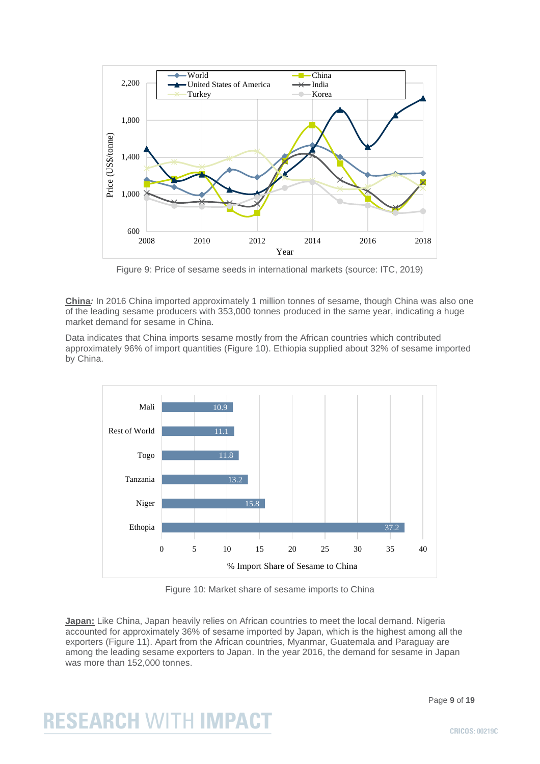Figure 9: Price of sesame seeds in international markets (source: ITC, 2019)

**China***:* In 2016 China imported approximately 1 million tonnes of sesame, though China was also one of the leading sesame producers with 353,000 tonnes produced in the same year, indicating a huge market demand for sesame in China.

Data indicates that China imports sesame mostly from the African countries which contributed approximately 96% of import quantities (Figure 10). Ethiopia supplied about 32% of sesame imported by China.

Figure 10: Market share of sesame imports to China

**Japan:** Like China, Japan heavily relies on African countries to meet the local demand. Nigeria accounted for approximately 36% of sesame imported by Japan, which is the highest among all the exporters (Figure 11). Apart from the African countries, Myanmar, Guatemala and Paraguay are among the leading sesame exporters to Japan. In the year 2016, the demand for sesame in Japan was more than 152,000 tonnes.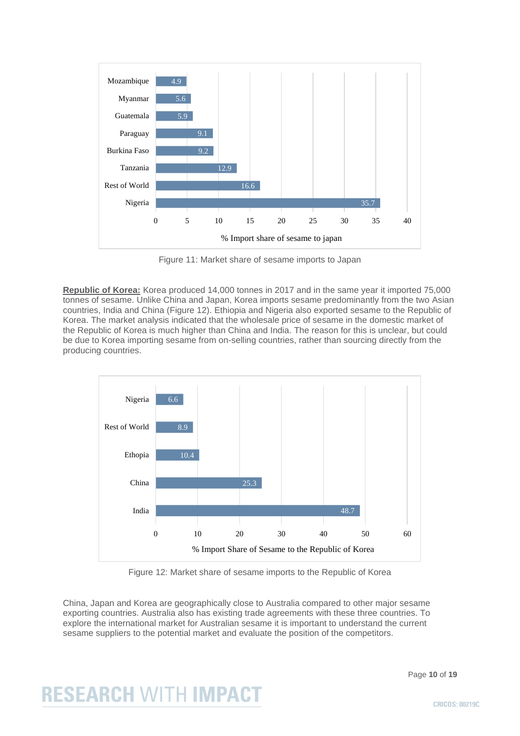| Country | % Import share of sesame to japan |
| --- | --- |
| Mozambique | 4.9 |
| Myanmar | 5.6 |
| Guatemala | 5.9 |
| Paraguay | 9.1 |
| Burkina Faso | 9.2 |
| Tanzania | 12.9 |
| Rest of World | 16.6 |
| Nigeria | 35.7 |

Figure 11: Market share of sesame imports to Japan

**Republic of Korea:** Korea produced 14,000 tonnes in 2017 and in the same year it imported 75,000 tonnes of sesame. Unlike China and Japan, Korea imports sesame predominantly from the two Asian countries, India and China (Figure 12). Ethiopia and Nigeria also exported sesame to the Republic of Korea. The market analysis indicated that the wholesale price of sesame in the domestic market of the Republic of Korea is much higher than China and India. The reason for this is unclear, but could be due to Korea importing sesame from on-selling countries, rather than sourcing directly from the producing countries.

| Country | % Import Share of Sesame to the Republic of Korea |
| --- | --- |
| Nigeria | 6.6 |
| Rest of World | 8.9 |
| Ethopia | 10.4 |
| China | 25.3 |
| India | 48.7 |

Figure 12: Market share of sesame imports to the Republic of Korea

China, Japan and Korea are geographically close to Australia compared to other major sesame exporting countries. Australia also has existing trade agreements with these three countries. To explore the international market for Australian sesame it is important to understand the current sesame suppliers to the potential market and evaluate the position of the competitors.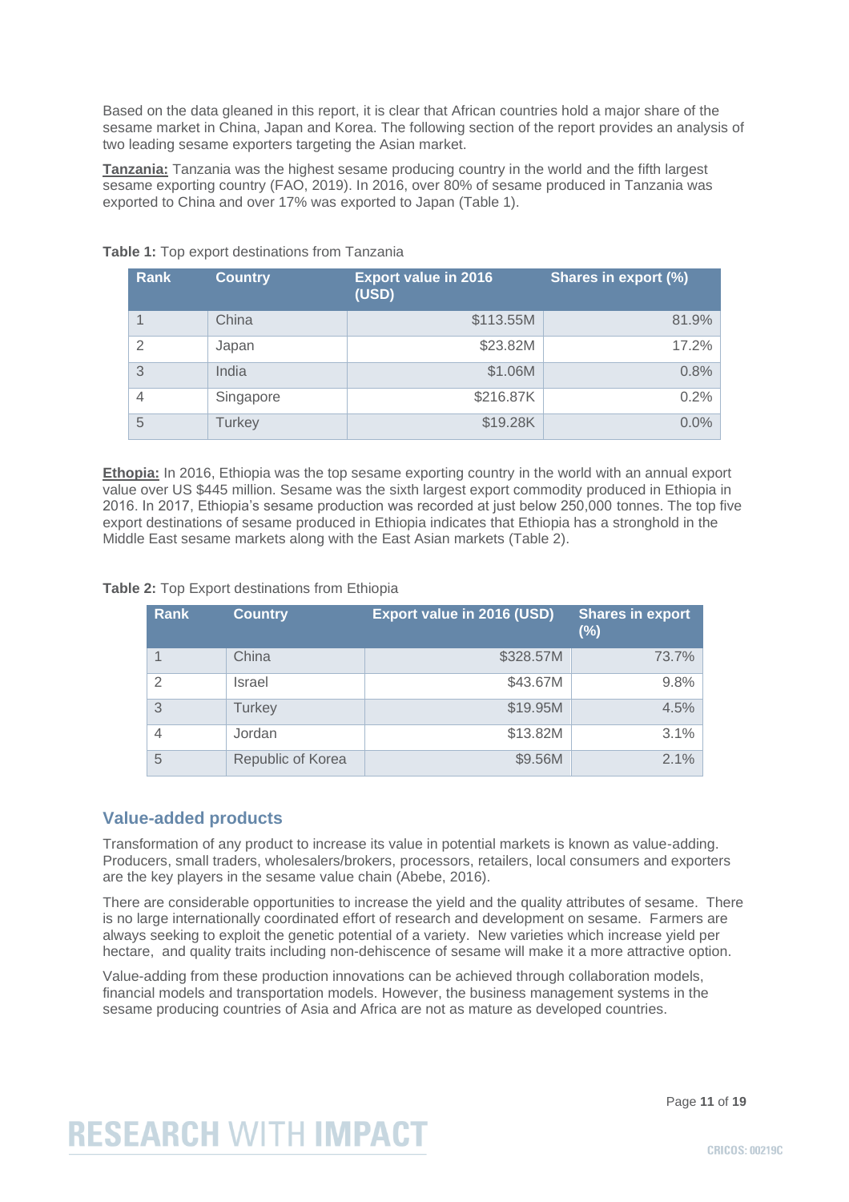Based on the data gleaned in this report, it is clear that African countries hold a major share of the sesame market in China, Japan and Korea. The following section of the report provides an analysis of two leading sesame exporters targeting the Asian market.

**Tanzania:** Tanzania was the highest sesame producing country in the world and the fifth largest sesame exporting country (FAO, 2019). In 2016, over 80% of sesame produced in Tanzania was exported to China and over 17% was exported to Japan (Table 1).

**Table 1:** Top export destinations from Tanzania

| Rank | Country | Export value in 2016 (USD) | Shares in export (%) |
|---|---|---|---|
| 1 | China | $113.55M | 81.9% |
| 2 | Japan | $23.82M | 17.2% |
| 3 | India | $1.06M | 0.8% |
| 4 | Singapore | $216.87K | 0.2% |
| 5 | Turkey | $19.28K | 0.0% |

**Ethopia:** In 2016, Ethiopia was the top sesame exporting country in the world with an annual export value over US $445 million. Sesame was the sixth largest export commodity produced in Ethiopia in 2016. In 2017, Ethiopia's sesame production was recorded at just below 250,000 tonnes. The top five export destinations of sesame produced in Ethiopia indicates that Ethiopia has a stronghold in the Middle East sesame markets along with the East Asian markets (Table 2).

**Table 2:** Top Export destinations from Ethiopia

| Rank | Country | Export value in 2016 (USD) | Shares in export (%) |
|---|---|---|---|
| 1 | China | $328.57M | 73.7% |
| 2 | Israel | $43.67M | 9.8% |
| 3 | Turkey | $19.95M | 4.5% |
| 4 | Jordan | $13.82M | 3.1% |
| 5 | Republic of Korea | $9.56M | 2.1% |

## Value-added products

Transformation of any product to increase its value in potential markets is known as value-adding. Producers, small traders, wholesalers/brokers, processors, retailers, local consumers and exporters are the key players in the sesame value chain (Abebe, 2016).

There are considerable opportunities to increase the yield and the quality attributes of sesame. There is no large internationally coordinated effort of research and development on sesame. Farmers are always seeking to exploit the genetic potential of a variety. New varieties which increase yield per hectare, and quality traits including non-dehiscence of sesame will make it a more attractive option.

Value-adding from these production innovations can be achieved through collaboration models, financial models and transportation models. However, the business management systems in the sesame producing countries of Asia and Africa are not as mature as developed countries.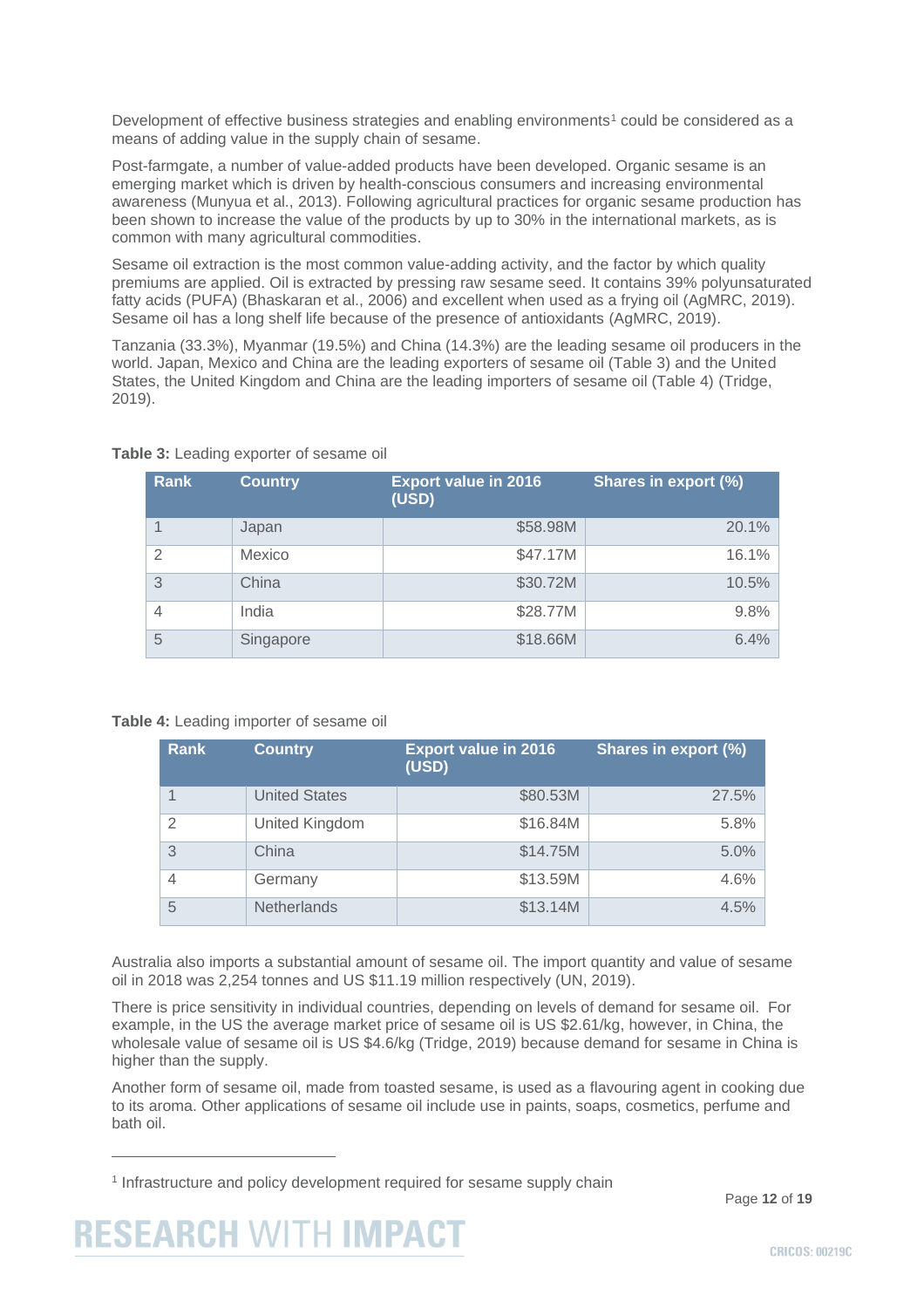Development of effective business strategies and enabling environments[1] could be considered as a means of adding value in the supply chain of sesame.

Post-farmgate, a number of value-added products have been developed. Organic sesame is an emerging market which is driven by health-conscious consumers and increasing environmental awareness (Munyua et al., 2013). Following agricultural practices for organic sesame production has been shown to increase the value of the products by up to 30% in the international markets, as is common with many agricultural commodities.

Sesame oil extraction is the most common value-adding activity, and the factor by which quality premiums are applied. Oil is extracted by pressing raw sesame seed. It contains 39% polyunsaturated fatty acids (PUFA) (Bhaskaran et al., 2006) and excellent when used as a frying oil (AgMRC, 2019). Sesame oil has a long shelf life because of the presence of antioxidants (AgMRC, 2019).

Tanzania (33.3%), Myanmar (19.5%) and China (14.3%) are the leading sesame oil producers in the world. Japan, Mexico and China are the leading exporters of sesame oil (Table 3) and the United States, the United Kingdom and China are the leading importers of sesame oil (Table 4) (Tridge, 2019).

**Table 3:** Leading exporter of sesame oil

| Rank | Country | Export value in 2016 (USD) | Shares in export (%) |
|---|---|---|---|
| 1 | Japan | $58.98M | 20.1% |
| 2 | Mexico | $47.17M | 16.1% |
| 3 | China | $30.72M | 10.5% |
| 4 | India | $28.77M | 9.8% |
| 5 | Singapore | $18.66M | 6.4% |

**Table 4:** Leading importer of sesame oil

| Rank | Country | Export value in 2016 (USD) | Shares in export (%) |
|---|---|---|---|
| 1 | United States | $80.53M | 27.5% |
| 2 | United Kingdom | $16.84M | 5.8% |
| 3 | China | $14.75M | 5.0% |
| 4 | Germany | $13.59M | 4.6% |
| 5 | Netherlands | $13.14M | 4.5% |

Australia also imports a substantial amount of sesame oil. The import quantity and value of sesame oil in 2018 was 2,254 tonnes and US $11.19 million respectively (UN, 2019).

There is price sensitivity in individual countries, depending on levels of demand for sesame oil. For example, in the US the average market price of sesame oil is US $2.61/kg, however, in China, the wholesale value of sesame oil is US $4.6/kg (Tridge, 2019) because demand for sesame in China is higher than the supply.

Another form of sesame oil, made from toasted sesame, is used as a flavouring agent in cooking due to its aroma. Other applications of sesame oil include use in paints, soaps, cosmetics, perfume and bath oil.

[1] Infrastructure and policy development required for sesame supply chain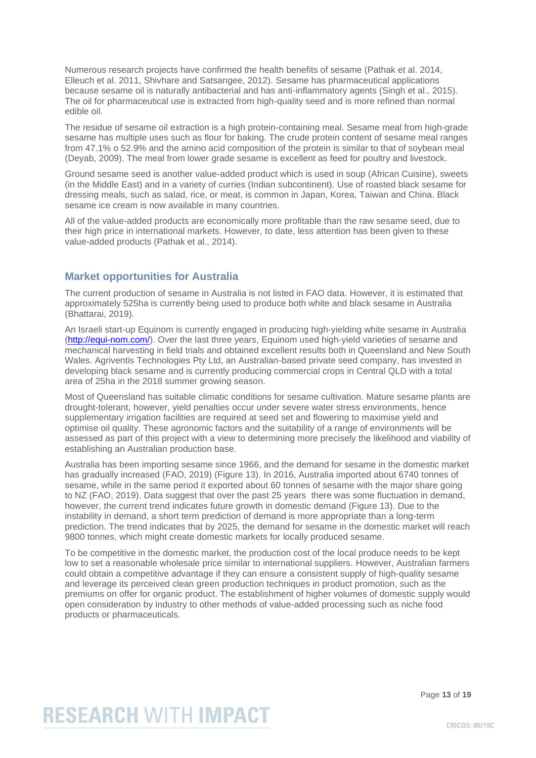Numerous research projects have confirmed the health benefits of sesame (Pathak et al. 2014, Elleuch et al. 2011, Shivhare and Satsangee, 2012). Sesame has pharmaceutical applications because sesame oil is naturally antibacterial and has anti-inflammatory agents (Singh et al., 2015). The oil for pharmaceutical use is extracted from high-quality seed and is more refined than normal edible oil.

The residue of sesame oil extraction is a high protein-containing meal. Sesame meal from high-grade sesame has multiple uses such as flour for baking. The crude protein content of sesame meal ranges from 47.1% o 52.9% and the amino acid composition of the protein is similar to that of soybean meal (Deyab, 2009). The meal from lower grade sesame is excellent as feed for poultry and livestock.

Ground sesame seed is another value-added product which is used in soup (African Cuisine), sweets (in the Middle East) and in a variety of curries (Indian subcontinent). Use of roasted black sesame for dressing meals, such as salad, rice, or meat, is common in Japan, Korea, Taiwan and China. Black sesame ice cream is now available in many countries.

All of the value-added products are economically more profitable than the raw sesame seed, due to their high price in international markets. However, to date, less attention has been given to these value-added products (Pathak et al., 2014).

## Market opportunities for Australia

The current production of sesame in Australia is not listed in FAO data. However, it is estimated that approximately 525ha is currently being used to produce both white and black sesame in Australia (Bhattarai, 2019).

An Israeli start-up Equinom is currently engaged in producing high-yielding white sesame in Australia (http://equi-nom.com/). Over the last three years, Equinom used high-yield varieties of sesame and mechanical harvesting in field trials and obtained excellent results both in Queensland and New South Wales. Agriventis Technologies Pty Ltd, an Australian-based private seed company, has invested in developing black sesame and is currently producing commercial crops in Central QLD with a total area of 25ha in the 2018 summer growing season.

Most of Queensland has suitable climatic conditions for sesame cultivation. Mature sesame plants are drought-tolerant, however, yield penalties occur under severe water stress environments, hence supplementary irrigation facilities are required at seed set and flowering to maximise yield and optimise oil quality. These agronomic factors and the suitability of a range of environments will be assessed as part of this project with a view to determining more precisely the likelihood and viability of establishing an Australian production base.

Australia has been importing sesame since 1966, and the demand for sesame in the domestic market has gradually increased (FAO, 2019) (Figure 13). In 2016, Australia imported about 6740 tonnes of sesame, while in the same period it exported about 60 tonnes of sesame with the major share going to NZ (FAO, 2019). Data suggest that over the past 25 years there was some fluctuation in demand, however, the current trend indicates future growth in domestic demand (Figure 13). Due to the instability in demand, a short term prediction of demand is more appropriate than a long-term prediction. The trend indicates that by 2025, the demand for sesame in the domestic market will reach 9800 tonnes, which might create domestic markets for locally produced sesame.

To be competitive in the domestic market, the production cost of the local produce needs to be kept low to set a reasonable wholesale price similar to international suppliers. However, Australian farmers could obtain a competitive advantage if they can ensure a consistent supply of high-quality sesame and leverage its perceived clean green production techniques in product promotion, such as the premiums on offer for organic product. The establishment of higher volumes of domestic supply would open consideration by industry to other methods of value-added processing such as niche food products or pharmaceuticals.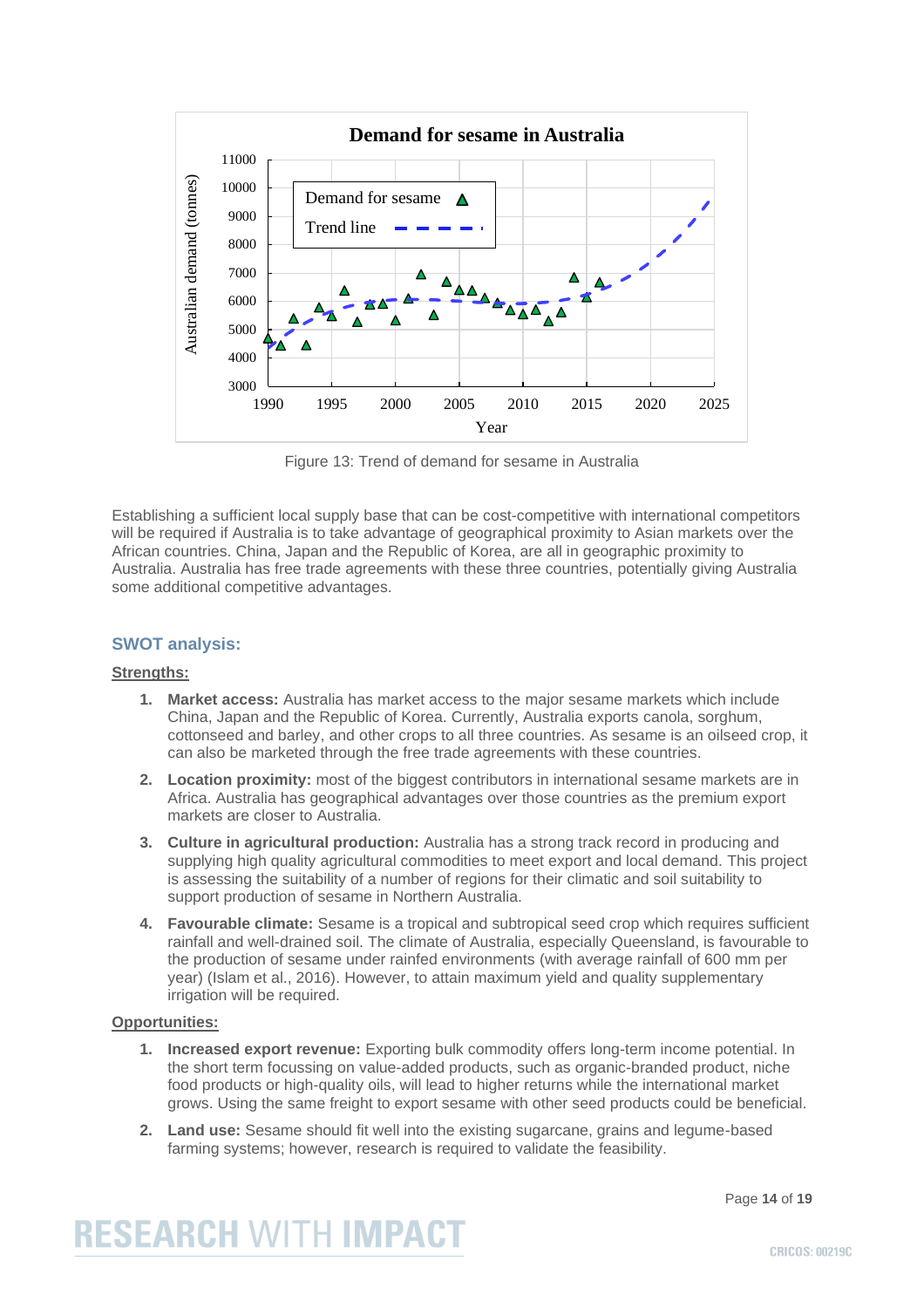Figure 13: Trend of demand for sesame in Australia

Establishing a sufficient local supply base that can be cost-competitive with international competitors will be required if Australia is to take advantage of geographical proximity to Asian markets over the African countries. China, Japan and the Republic of Korea, are all in geographic proximity to Australia. Australia has free trade agreements with these three countries, potentially giving Australia some additional competitive advantages.

## SWOT analysis:

### Strengths:

1. **Market access:** Australia has market access to the major sesame markets which include China, Japan and the Republic of Korea. Currently, Australia exports canola, sorghum, cottonseed and barley, and other crops to all three countries. As sesame is an oilseed crop, it can also be marketed through the free trade agreements with these countries.
2. **Location proximity:** most of the biggest contributors in international sesame markets are in Africa. Australia has geographical advantages over those countries as the premium export markets are closer to Australia.
3. **Culture in agricultural production:** Australia has a strong track record in producing and supplying high quality agricultural commodities to meet export and local demand. This project is assessing the suitability of a number of regions for their climatic and soil suitability to support production of sesame in Northern Australia.
4. **Favourable climate:** Sesame is a tropical and subtropical seed crop which requires sufficient rainfall and well-drained soil. The climate of Australia, especially Queensland, is favourable to the production of sesame under rainfed environments (with average rainfall of 600 mm per year) (Islam et al., 2016). However, to attain maximum yield and quality supplementary irrigation will be required.

### Opportunities:

1. **Increased export revenue:** Exporting bulk commodity offers long-term income potential. In the short term focussing on value-added products, such as organic-branded product, niche food products or high-quality oils, will lead to higher returns while the international market grows. Using the same freight to export sesame with other seed products could be beneficial.
2. **Land use:** Sesame should fit well into the existing sugarcane, grains and legume-based farming systems; however, research is required to validate the feasibility.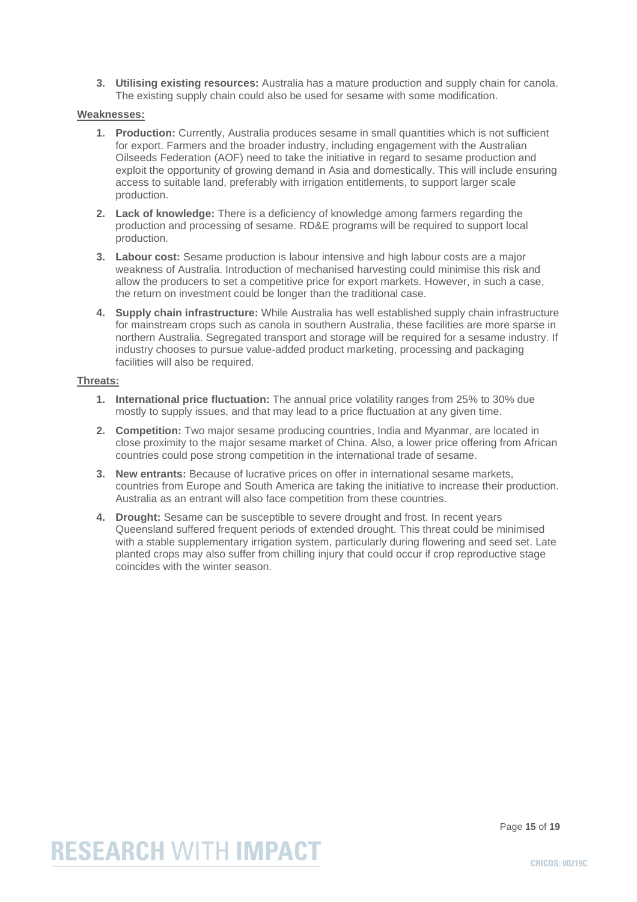3. **Utilising existing resources:** Australia has a mature production and supply chain for canola. The existing supply chain could also be used for sesame with some modification.

**Weaknesses:**

1. **Production:** Currently, Australia produces sesame in small quantities which is not sufficient for export. Farmers and the broader industry, including engagement with the Australian Oilseeds Federation (AOF) need to take the initiative in regard to sesame production and exploit the opportunity of growing demand in Asia and domestically. This will include ensuring access to suitable land, preferably with irrigation entitlements, to support larger scale production.
2. **Lack of knowledge:** There is a deficiency of knowledge among farmers regarding the production and processing of sesame. RD&E programs will be required to support local production.
3. **Labour cost:** Sesame production is labour intensive and high labour costs are a major weakness of Australia. Introduction of mechanised harvesting could minimise this risk and allow the producers to set a competitive price for export markets. However, in such a case, the return on investment could be longer than the traditional case.
4. **Supply chain infrastructure:** While Australia has well established supply chain infrastructure for mainstream crops such as canola in southern Australia, these facilities are more sparse in northern Australia. Segregated transport and storage will be required for a sesame industry. If industry chooses to pursue value-added product marketing, processing and packaging facilities will also be required.

**Threats:**

1. **International price fluctuation:** The annual price volatility ranges from 25% to 30% due mostly to supply issues, and that may lead to a price fluctuation at any given time.
2. **Competition:** Two major sesame producing countries, India and Myanmar, are located in close proximity to the major sesame market of China. Also, a lower price offering from African countries could pose strong competition in the international trade of sesame.
3. **New entrants:** Because of lucrative prices on offer in international sesame markets, countries from Europe and South America are taking the initiative to increase their production. Australia as an entrant will also face competition from these countries.
4. **Drought:** Sesame can be susceptible to severe drought and frost. In recent years Queensland suffered frequent periods of extended drought. This threat could be minimised with a stable supplementary irrigation system, particularly during flowering and seed set. Late planted crops may also suffer from chilling injury that could occur if crop reproductive stage coincides with the winter season.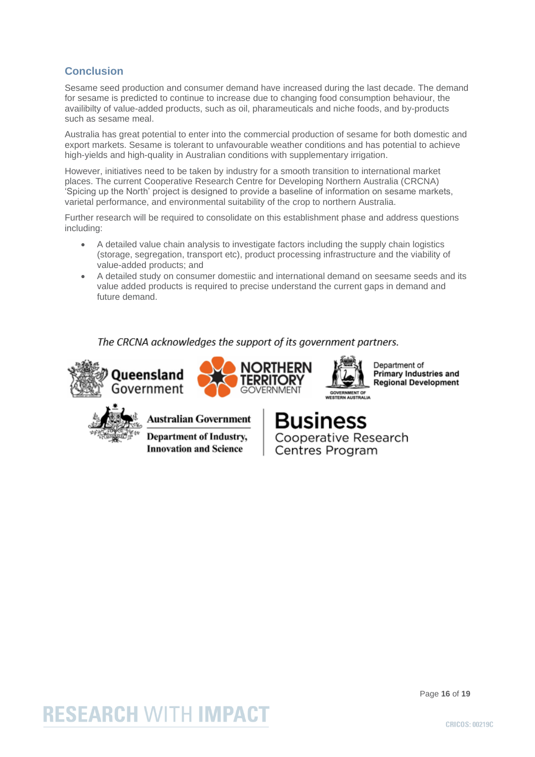## Conclusion

Sesame seed production and consumer demand have increased during the last decade. The demand for sesame is predicted to continue to increase due to changing food consumption behaviour, the availibilty of value-added products, such as oil, pharameuticals and niche foods, and by-products such as sesame meal.

Australia has great potential to enter into the commercial production of sesame for both domestic and export markets. Sesame is tolerant to unfavourable weather conditions and has potential to achieve high-yields and high-quality in Australian conditions with supplementary irrigation.

However, initiatives need to be taken by industry for a smooth transition to international market places. The current Cooperative Research Centre for Developing Northern Australia (CRCNA) 'Spicing up the North' project is designed to provide a baseline of information on sesame markets, varietal performance, and environmental suitability of the crop to northern Australia.

Further research will be required to consolidate on this establishment phase and address questions including:

- A detailed value chain analysis to investigate factors including the supply chain logistics (storage, segregation, transport etc), product processing infrastructure and the viability of value-added products; and
- A detailed study on consumer domestiic and international demand on seesame seeds and its value added products is required to precise understand the current gaps in demand and future demand.

*The CRCNA acknowledges the support of its government partners.*

Queensland Government

NORTHERN TERRITORY GOVERNMENT

Government of Western Australia Department of Primary Industries and Regional Development

Australian Government Department of Industry, Innovation and Science

Business Cooperative Research Centres Program

RESEARCH WITH IMPACT

CRICOS: 00219C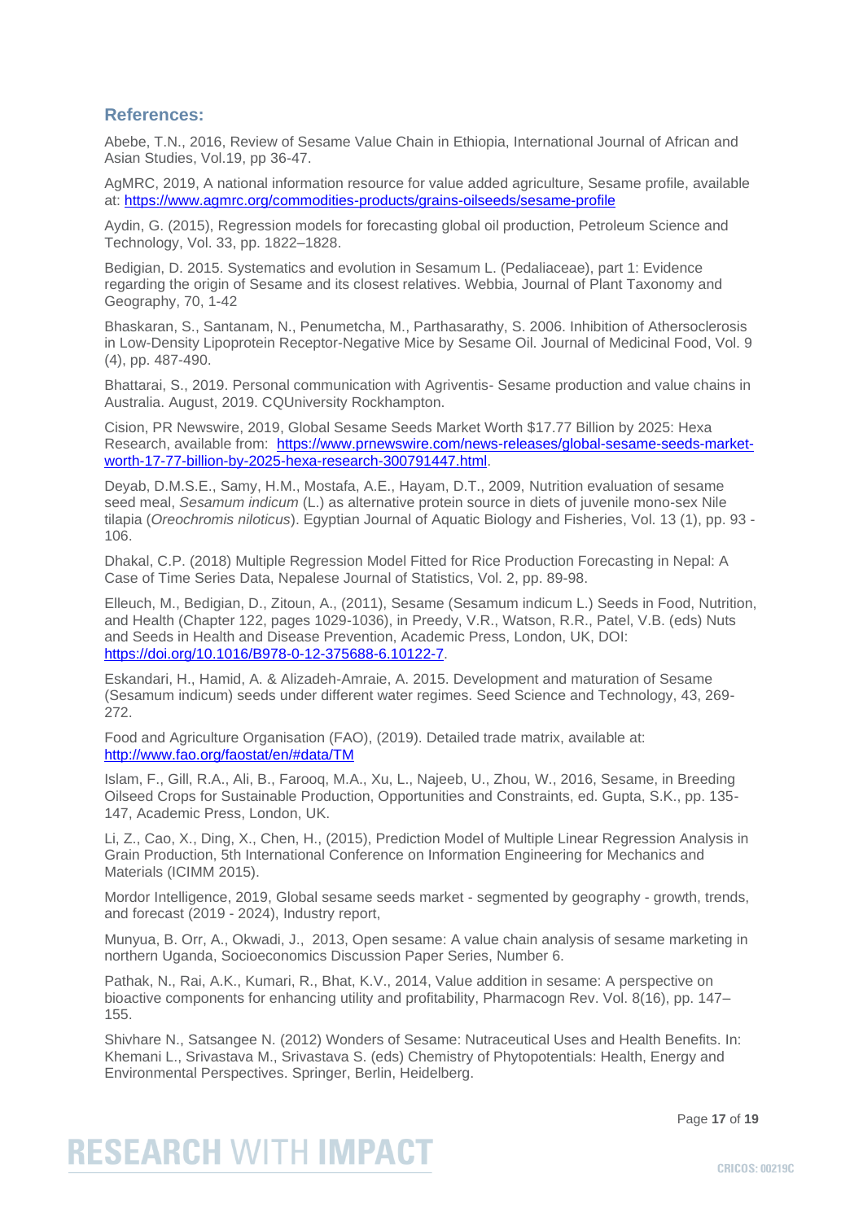## References:

Abebe, T.N., 2016, Review of Sesame Value Chain in Ethiopia, International Journal of African and Asian Studies, Vol.19, pp 36-47.

AgMRC, 2019, A national information resource for value added agriculture, Sesame profile, available at: https://www.agmrc.org/commodities-products/grains-oilseeds/sesame-profile

Aydin, G. (2015), Regression models for forecasting global oil production, Petroleum Science and Technology, Vol. 33, pp. 1822–1828.

Bedigian, D. 2015. Systematics and evolution in Sesamum L. (Pedaliaceae), part 1: Evidence regarding the origin of Sesame and its closest relatives. Webbia, Journal of Plant Taxonomy and Geography, 70, 1-42

Bhaskaran, S., Santanam, N., Penumetcha, M., Parthasarathy, S. 2006. Inhibition of Athersoclerosis in Low-Density Lipoprotein Receptor-Negative Mice by Sesame Oil. Journal of Medicinal Food, Vol. 9 (4), pp. 487-490.

Bhattarai, S., 2019. Personal communication with Agriventis- Sesame production and value chains in Australia. August, 2019. CQUniversity Rockhampton.

Cision, PR Newswire, 2019, Global Sesame Seeds Market Worth $17.77 Billion by 2025: Hexa Research, available from: https://www.prnewswire.com/news-releases/global-sesame-seeds-market-worth-17-77-billion-by-2025-hexa-research-300791447.html.

Deyab, D.M.S.E., Samy, H.M., Mostafa, A.E., Hayam, D.T., 2009, Nutrition evaluation of sesame seed meal, *Sesamum indicum* (L.) as alternative protein source in diets of juvenile mono-sex Nile tilapia (*Oreochromis niloticus*). Egyptian Journal of Aquatic Biology and Fisheries, Vol. 13 (1), pp. 93 - 106.

Dhakal, C.P. (2018) Multiple Regression Model Fitted for Rice Production Forecasting in Nepal: A Case of Time Series Data, Nepalese Journal of Statistics, Vol. 2, pp. 89-98.

Elleuch, M., Bedigian, D., Zitoun, A., (2011), Sesame (Sesamum indicum L.) Seeds in Food, Nutrition, and Health (Chapter 122, pages 1029-1036), in Preedy, V.R., Watson, R.R., Patel, V.B. (eds) Nuts and Seeds in Health and Disease Prevention, Academic Press, London, UK, DOI: https://doi.org/10.1016/B978-0-12-375688-6.10122-7.

Eskandari, H., Hamid, A. & Alizadeh-Amraie, A. 2015. Development and maturation of Sesame (Sesamum indicum) seeds under different water regimes. Seed Science and Technology, 43, 269-272.

Food and Agriculture Organisation (FAO), (2019). Detailed trade matrix, available at: http://www.fao.org/faostat/en/#data/TM

Islam, F., Gill, R.A., Ali, B., Farooq, M.A., Xu, L., Najeeb, U., Zhou, W., 2016, Sesame, in Breeding Oilseed Crops for Sustainable Production, Opportunities and Constraints, ed. Gupta, S.K., pp. 135-147, Academic Press, London, UK.

Li, Z., Cao, X., Ding, X., Chen, H., (2015), Prediction Model of Multiple Linear Regression Analysis in Grain Production, 5th International Conference on Information Engineering for Mechanics and Materials (ICIMM 2015).

Mordor Intelligence, 2019, Global sesame seeds market - segmented by geography - growth, trends, and forecast (2019 - 2024), Industry report,

Munyua, B. Orr, A., Okwadi, J., 2013, Open sesame: A value chain analysis of sesame marketing in northern Uganda, Socioeconomics Discussion Paper Series, Number 6.

Pathak, N., Rai, A.K., Kumari, R., Bhat, K.V., 2014, Value addition in sesame: A perspective on bioactive components for enhancing utility and profitability, Pharmacogn Rev. Vol. 8(16), pp. 147–155.

Shivhare N., Satsangee N. (2012) Wonders of Sesame: Nutraceutical Uses and Health Benefits. In: Khemani L., Srivastava M., Srivastava S. (eds) Chemistry of Phytopotentials: Health, Energy and Environmental Perspectives. Springer, Berlin, Heidelberg.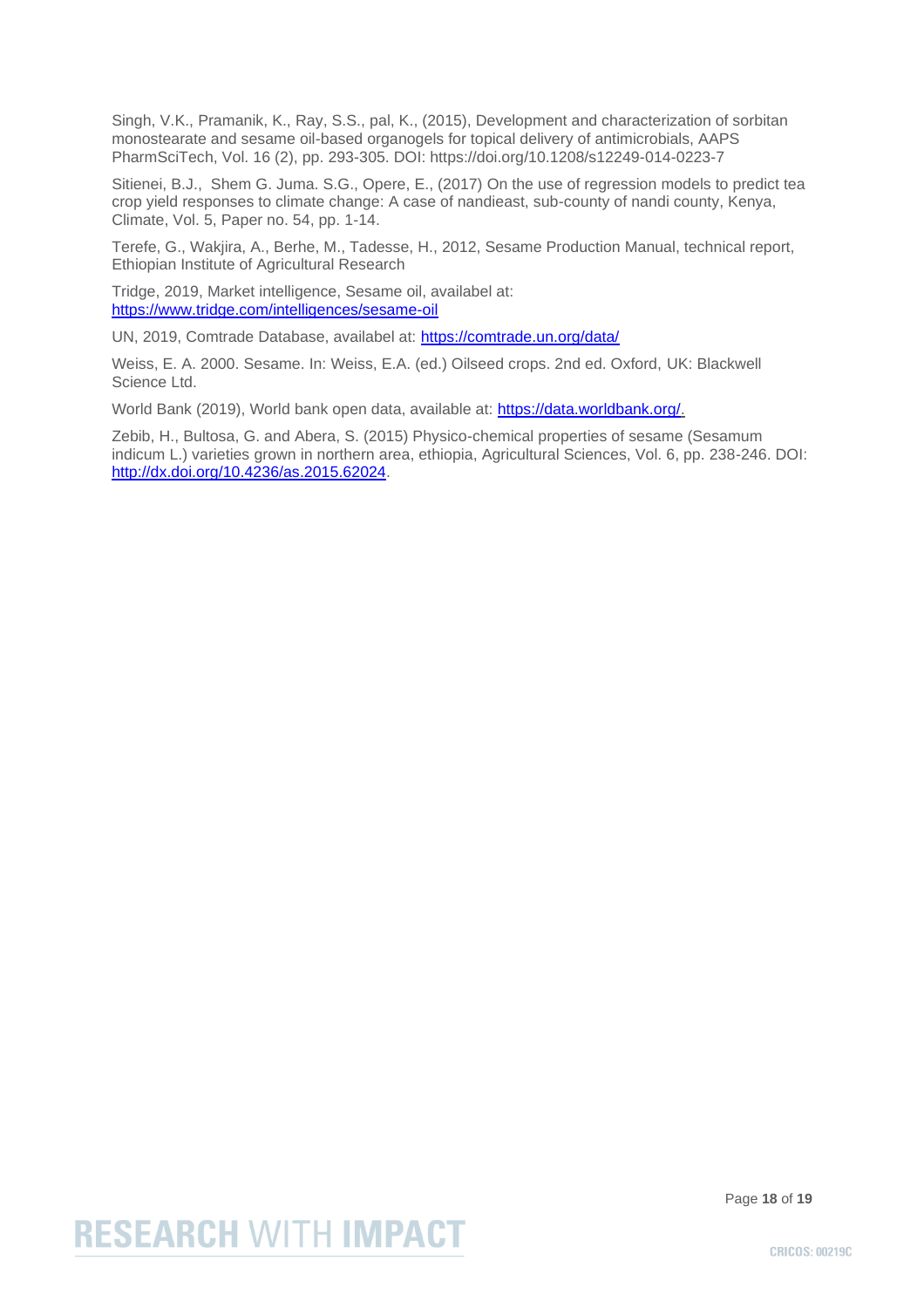Singh, V.K., Pramanik, K., Ray, S.S., pal, K., (2015), Development and characterization of sorbitan monostearate and sesame oil-based organogels for topical delivery of antimicrobials, AAPS PharmSciTech, Vol. 16 (2), pp. 293-305. DOI: https://doi.org/10.1208/s12249-014-0223-7

Sitienei, B.J., Shem G. Juma. S.G., Opere, E., (2017) On the use of regression models to predict tea crop yield responses to climate change: A case of nandieast, sub-county of nandi county, Kenya, Climate, Vol. 5, Paper no. 54, pp. 1-14.

Terefe, G., Wakjira, A., Berhe, M., Tadesse, H., 2012, Sesame Production Manual, technical report, Ethiopian Institute of Agricultural Research

Tridge, 2019, Market intelligence, Sesame oil, availabel at: https://www.tridge.com/intelligences/sesame-oil

UN, 2019, Comtrade Database, availabel at: https://comtrade.un.org/data/

Weiss, E. A. 2000. Sesame. In: Weiss, E.A. (ed.) Oilseed crops. 2nd ed. Oxford, UK: Blackwell Science Ltd.

World Bank (2019), World bank open data, available at: https://data.worldbank.org/.

Zebib, H., Bultosa, G. and Abera, S. (2015) Physico-chemical properties of sesame (Sesamum indicum L.) varieties grown in northern area, ethiopia, Agricultural Sciences, Vol. 6, pp. 238-246. DOI: http://dx.doi.org/10.4236/as.2015.62024.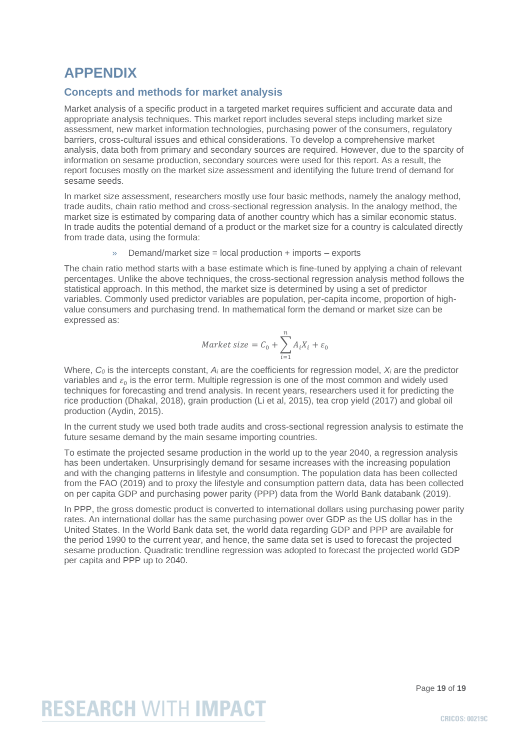# APPENDIX

## Concepts and methods for market analysis

Market analysis of a specific product in a targeted market requires sufficient and accurate data and appropriate analysis techniques. This market report includes several steps including market size assessment, new market information technologies, purchasing power of the consumers, regulatory barriers, cross-cultural issues and ethical considerations. To develop a comprehensive market analysis, data both from primary and secondary sources are required. However, due to the sparcity of information on sesame production, secondary sources were used for this report. As a result, the report focuses mostly on the market size assessment and identifying the future trend of demand for sesame seeds.

In market size assessment, researchers mostly use four basic methods, namely the analogy method, trade audits, chain ratio method and cross-sectional regression analysis. In the analogy method, the market size is estimated by comparing data of another country which has a similar economic status. In trade audits the potential demand of a product or the market size for a country is calculated directly from trade data, using the formula:

- Demand/market size = local production + imports – exports

The chain ratio method starts with a base estimate which is fine-tuned by applying a chain of relevant percentages. Unlike the above techniques, the cross-sectional regression analysis method follows the statistical approach. In this method, the market size is determined by using a set of predictor variables. Commonly used predictor variables are population, per-capita income, proportion of high-value consumers and purchasing trend. In mathematical form the demand or market size can be expressed as:

$$Market\ size = C_0 + \sum_{i=1}^{n} A_i X_i + \varepsilon_0$$

Where, $C_0$ is the intercepts constant, $A_i$ are the coefficients for regression model, $X_i$ are the predictor variables and $\varepsilon_0$ is the error term. Multiple regression is one of the most common and widely used techniques for forecasting and trend analysis. In recent years, researchers used it for predicting the rice production (Dhakal, 2018), grain production (Li et al, 2015), tea crop yield (2017) and global oil production (Aydin, 2015).

In the current study we used both trade audits and cross-sectional regression analysis to estimate the future sesame demand by the main sesame importing countries.

To estimate the projected sesame production in the world up to the year 2040, a regression analysis has been undertaken. Unsurprisingly demand for sesame increases with the increasing population and with the changing patterns in lifestyle and consumption. The population data has been collected from the FAO (2019) and to proxy the lifestyle and consumption pattern data, data has been collected on per capita GDP and purchasing power parity (PPP) data from the World Bank databank (2019).

In PPP, the gross domestic product is converted to international dollars using purchasing power parity rates. An international dollar has the same purchasing power over GDP as the US dollar has in the United States. In the World Bank data set, the world data regarding GDP and PPP are available for the period 1990 to the current year, and hence, the same data set is used to forecast the projected sesame production. Quadratic trendline regression was adopted to forecast the projected world GDP per capita and PPP up to 2040.